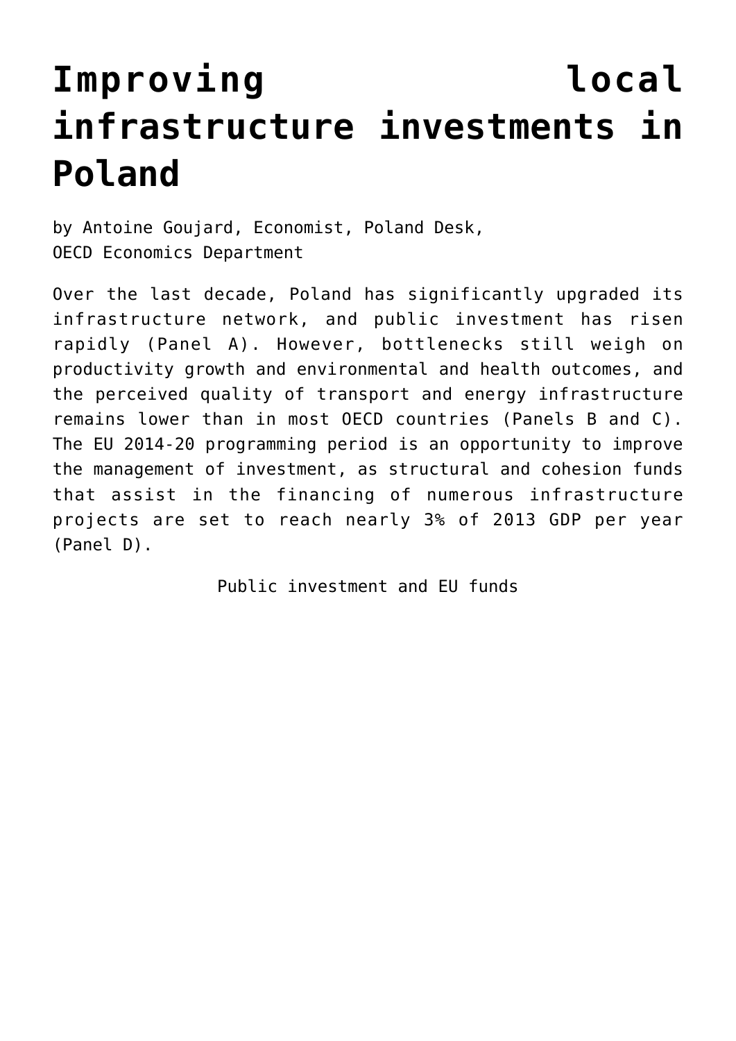# Improving local infrastructure investments in Poland

by Antoine Goujard, Economist, Poland Desk,
OECD Economics Department

Over the last decade, Poland has significantly upgraded its infrastructure network, and public investment has risen rapidly (Panel A). However, bottlenecks still weigh on productivity growth and environmental and health outcomes, and the perceived quality of transport and energy infrastructure remains lower than in most OECD countries (Panels B and C). The EU 2014-20 programming period is an opportunity to improve the management of investment, as structural and cohesion funds that assist in the financing of numerous infrastructure projects are set to reach nearly 3% of 2013 GDP per year (Panel D).

Public investment and EU funds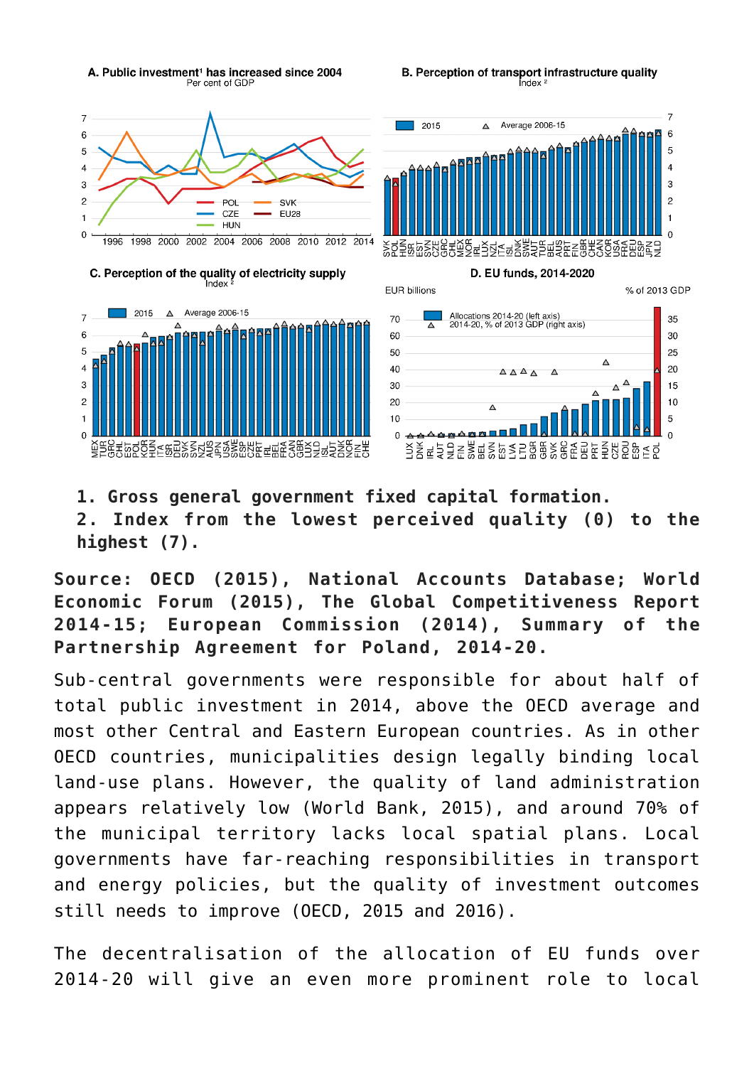A. Public investment[1] has increased since 2004
Per cent of GDP

B. Perception of transport infrastructure quality
Index [2]

C. Perception of the quality of electricity supply
Index [2]

D. EU funds, 2014-2020

1. Gross general government fixed capital formation.
2. Index from the lowest perceived quality (0) to the highest (7).

**Source: OECD (2015), National Accounts Database; World Economic Forum (2015), The Global Competitiveness Report 2014-15; European Commission (2014), Summary of the Partnership Agreement for Poland, 2014-20.**

Sub-central governments were responsible for about half of total public investment in 2014, above the OECD average and most other Central and Eastern European countries. As in other OECD countries, municipalities design legally binding local land-use plans. However, the quality of land administration appears relatively low (World Bank, 2015), and around 70% of the municipal territory lacks local spatial plans. Local governments have far-reaching responsibilities in transport and energy policies, but the quality of investment outcomes still needs to improve (OECD, 2015 and 2016).

The decentralisation of the allocation of EU funds over 2014-20 will give an even more prominent role to local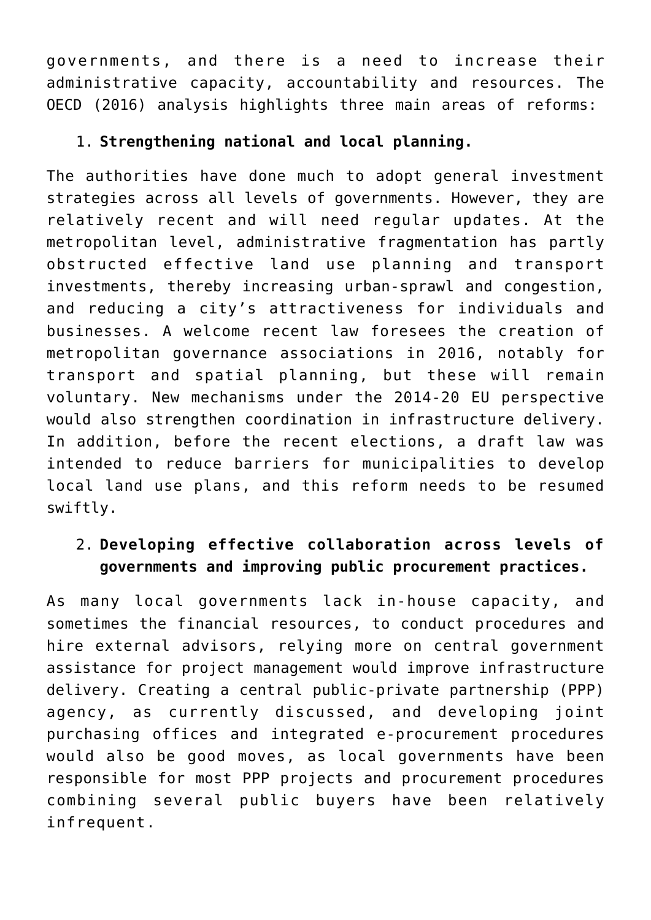governments, and there is a need to increase their administrative capacity, accountability and resources. The OECD (2016) analysis highlights three main areas of reforms:

1. **Strengthening national and local planning.**

The authorities have done much to adopt general investment strategies across all levels of governments. However, they are relatively recent and will need regular updates. At the metropolitan level, administrative fragmentation has partly obstructed effective land use planning and transport investments, thereby increasing urban-sprawl and congestion, and reducing a city's attractiveness for individuals and businesses. A welcome recent law foresees the creation of metropolitan governance associations in 2016, notably for transport and spatial planning, but these will remain voluntary. New mechanisms under the 2014-20 EU perspective would also strengthen coordination in infrastructure delivery. In addition, before the recent elections, a draft law was intended to reduce barriers for municipalities to develop local land use plans, and this reform needs to be resumed swiftly.

2. **Developing effective collaboration across levels of governments and improving public procurement practices.**

As many local governments lack in-house capacity, and sometimes the financial resources, to conduct procedures and hire external advisors, relying more on central government assistance for project management would improve infrastructure delivery. Creating a central public-private partnership (PPP) agency, as currently discussed, and developing joint purchasing offices and integrated e-procurement procedures would also be good moves, as local governments have been responsible for most PPP projects and procurement procedures combining several public buyers have been relatively infrequent.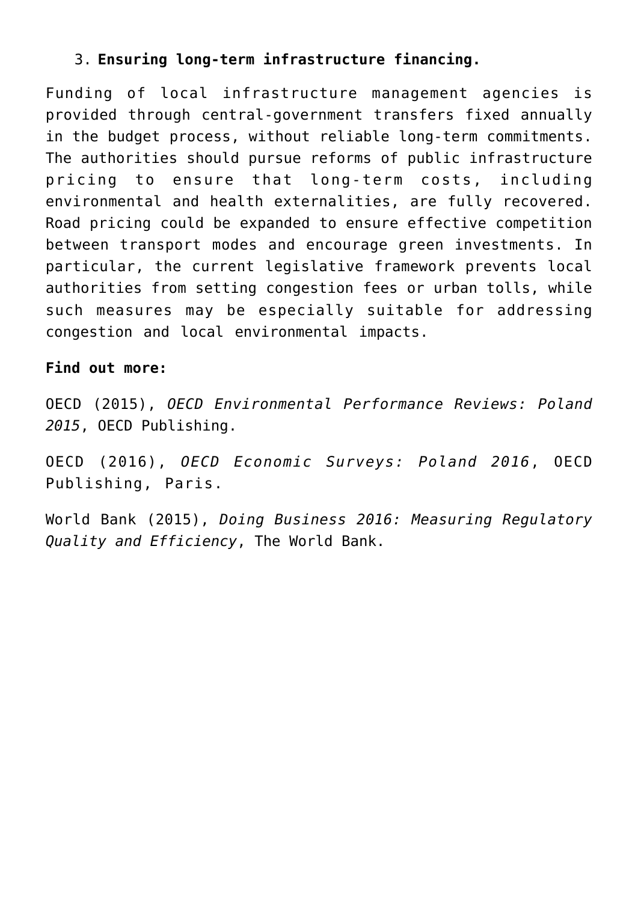3. **Ensuring long-term infrastructure financing.**

Funding of local infrastructure management agencies is provided through central-government transfers fixed annually in the budget process, without reliable long-term commitments. The authorities should pursue reforms of public infrastructure pricing to ensure that long-term costs, including environmental and health externalities, are fully recovered. Road pricing could be expanded to ensure effective competition between transport modes and encourage green investments. In particular, the current legislative framework prevents local authorities from setting congestion fees or urban tolls, while such measures may be especially suitable for addressing congestion and local environmental impacts.

**Find out more:**

OECD (2015), *OECD Environmental Performance Reviews: Poland 2015*, OECD Publishing.

OECD (2016), *OECD Economic Surveys: Poland 2016*, OECD Publishing, Paris.

World Bank (2015), *Doing Business 2016: Measuring Regulatory Quality and Efficiency*, The World Bank.